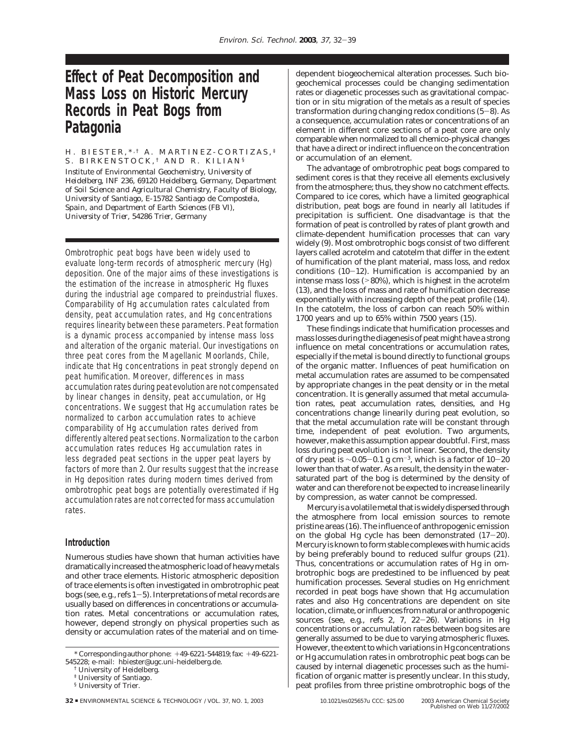# Effect of Peat Decomposition and Mass Loss on Historic Mercury Records in Peat Bogs from Patagonia

H. BIESTER,*,† A. MARTINEZ-CORTIZAS,‡ S. BIRKENSTOCK,† AND R. KILIAN§

Institute of Environmental Geochemistry, University of Heidelberg, INF 236, 69120 Heidelberg, Germany, Department of Soil Science and Agricultural Chemistry, Faculty of Biology, University of Santiago, E-15782 Santiago de Compostela, Spain, and Department of Earth Sciences (FB VI), University of Trier, 54286 Trier, Germany

*Ombrotrophic peat bogs have been widely used to evaluate long-term records of atmospheric mercury (Hg) deposition. One of the major aims of these investigations is the estimation of the increase in atmospheric Hg fluxes during the industrial age compared to preindustrial fluxes. Comparability of Hg accumulation rates calculated from density, peat accumulation rates, and Hg concentrations requires linearity between these parameters. Peat formation is a dynamic process accompanied by intense mass loss and alteration of the organic material. Our investigations on three peat cores from the Magellanic Moorlands, Chile, indicate that Hg concentrations in peat strongly depend on peat humification. Moreover, differences in mass accumulation rates during peat evolution are not compensated by linear changes in density, peat accumulation, or Hg concentrations. We suggest that Hg accumulation rates be normalized to carbon accumulation rates to achieve comparability of Hg accumulation rates derived from differently altered peat sections. Normalization to the carbon accumulation rates reduces Hg accumulation rates in less degraded peat sections in the upper peat layers by factors of more than 2. Our results suggest that the increase in Hg deposition rates during modern times derived from ombrotrophic peat bogs are potentially overestimated if Hg accumulation rates are not corrected for mass accumulation rates.*

## Introduction

Numerous studies have shown that human activities have dramatically increased the atmospheric load of heavy metals and other trace elements. Historic atmospheric deposition of trace elements is often investigated in ombrotrophic peat bogs (see, e.g., refs 1−5). Interpretations of metal records are usually based on differences in concentrations or accumulation rates. Metal concentrations or accumulation rates, however, depend strongly on physical properties such as density or accumulation rates of the material and on time-dependent biogeochemical alteration processes. Such biogeochemical processes could be changing sedimentation rates or diagenetic processes such as gravitational compaction or in situ migration of the metals as a result of species transformation during changing redox conditions (5−8). As a consequence, accumulation rates or concentrations of an element in different core sections of a peat core are only comparable when normalized to all chemico-physical changes that have a direct or indirect influence on the concentration or accumulation of an element.

The advantage of ombrotrophic peat bogs compared to sediment cores is that they receive all elements exclusively from the atmosphere; thus, they show no catchment effects. Compared to ice cores, which have a limited geographical distribution, peat bogs are found in nearly all latitudes if precipitation is sufficient. One disadvantage is that the formation of peat is controlled by rates of plant growth and climate-dependent humification processes that can vary widely (9). Most ombrotrophic bogs consist of two different layers called acrotelm and catotelm that differ in the extent of humification of the plant material, mass loss, and redox conditions (10−12). Humification is accompanied by an intense mass loss (>80%), which is highest in the acrotelm (13), and the loss of mass and rate of humification decrease exponentially with increasing depth of the peat profile (14). In the catotelm, the loss of carbon can reach 50% within 1700 years and up to 65% within 7500 years (15).

These findings indicate that humification processes and mass losses during the diagenesis of peat might have a strong influence on metal concentrations or accumulation rates, especially if the metal is bound directly to functional groups of the organic matter. Influences of peat humification on metal accumulation rates are assumed to be compensated by appropriate changes in the peat density or in the metal concentration. It is generally assumed that metal accumulation rates, peat accumulation rates, densities, and Hg concentrations change linearly during peat evolution, so that the metal accumulation rate will be constant through time, independent of peat evolution. Two arguments, however, make this assumption appear doubtful. First, mass loss during peat evolution is not linear. Second, the density of dry peat is ~0.05−0.1 g cm$^{-3}$, which is a factor of 10−20 lower than that of water. As a result, the density in the water-saturated part of the bog is determined by the density of water and can therefore not be expected to increase linearly by compression, as water cannot be compressed.

Mercury is a volatile metal that is widely dispersed through the atmosphere from local emission sources to remote pristine areas (16). The influence of anthropogenic emission on the global Hg cycle has been demonstrated (17−20). Mercury is known to form stable complexes with humic acids by being preferably bound to reduced sulfur groups (21). Thus, concentrations or accumulation rates of Hg in ombrotrophic bogs are predestined to be influenced by peat humification processes. Several studies on Hg enrichment recorded in peat bogs have shown that Hg accumulation rates and also Hg concentrations are dependent on site location, climate, or influences from natural or anthropogenic sources (see, e.g., refs 2, 7, 22−26). Variations in Hg concentrations or accumulation rates between bog sites are generally assumed to be due to varying atmospheric fluxes. However, the extent to which variations in Hg concentrations or Hg accumulation rates in ombrotrophic peat bogs can be caused by internal diagenetic processes such as the humification of organic matter is presently unclear. In this study, peat profiles from three pristine ombrotrophic bogs of the

* Corresponding author phone: +49-6221-544819; fax: +49-6221-545228; e-mail: hbiester@ugc.uni-heidelberg.de.

† University of Heidelberg.

‡ University of Santiago.

§ University of Trier.

10.1021/es025657u CCC: $25.00 © 2003 American Chemical Society
Published on Web 11/27/2002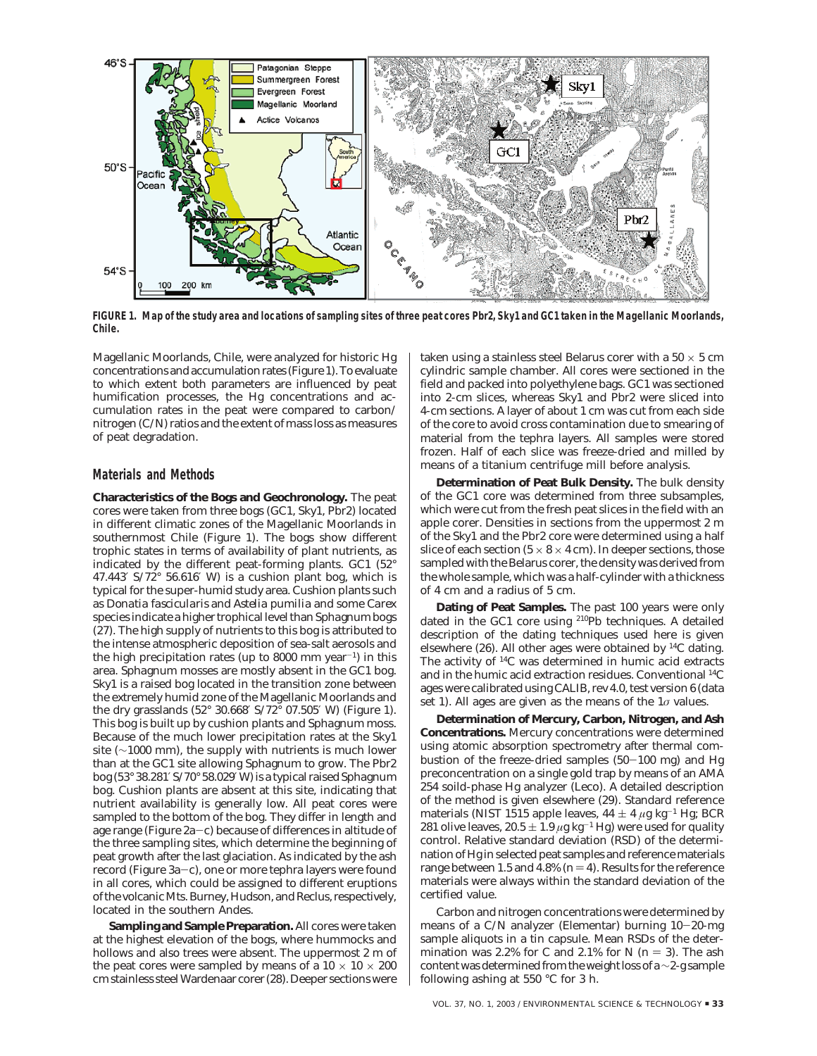**FIGURE 1. Map of the study area and locations of sampling sites of three peat cores Pbr2, Sky1 and GC1 taken in the Magellanic Moorlands, Chile.**

Magellanic Moorlands, Chile, were analyzed for historic Hg concentrations and accumulation rates (Figure 1). To evaluate to which extent both parameters are influenced by peat humification processes, the Hg concentrations and accumulation rates in the peat were compared to carbon/nitrogen (C/N) ratios and the extent of mass loss as measures of peat degradation.

## Materials and Methods

**Characteristics of the Bogs and Geochronology.** The peat cores were taken from three bogs (GC1, Sky1, Pbr2) located in different climatic zones of the Magellanic Moorlands in southernmost Chile (Figure 1). The bogs show different trophic states in terms of availability of plant nutrients, as indicated by the different peat-forming plants. GC1 (52° 47.443′ S/72° 56.616′ W) is a cushion plant bog, which is typical for the super-humid study area. Cushion plants such as *Donatia fascicularis* and *Astelia pumilia* and some *Carex* species indicate a higher trophical level than *Sphagnum* bogs (27). The high supply of nutrients to this bog is attributed to the intense atmospheric deposition of sea-salt aerosols and the high precipitation rates (up to 8000 mm year$^{-1}$) in this area. *Sphagnum* mosses are mostly absent in the GC1 bog. Sky1 is a raised bog located in the transition zone between the extremely humid zone of the Magellanic Moorlands and the dry grasslands (52° 30.668′ S/72° 07.505′ W) (Figure 1). This bog is built up by cushion plants and *Sphagnum* moss. Because of the much lower precipitation rates at the Sky1 site (~1000 mm), the supply with nutrients is much lower than at the GC1 site allowing *Sphagnum* to grow. The Pbr2 bog (53° 38.281′ S/70° 58.029′ W) is a typical raised *Sphagnum* bog. Cushion plants are absent at this site, indicating that nutrient availability is generally low. All peat cores were sampled to the bottom of the bog. They differ in length and age range (Figure 2a–c) because of differences in altitude of the three sampling sites, which determine the beginning of peat growth after the last glaciation. As indicated by the ash record (Figure 3a–c), one or more tephra layers were found in all cores, which could be assigned to different eruptions of the volcanic Mts. Burney, Hudson, and Reclus, respectively, located in the southern Andes.

**Sampling and Sample Preparation.** All cores were taken at the highest elevation of the bogs, where hummocks and hollows and also trees were absent. The uppermost 2 m of the peat cores were sampled by means of a 10 × 10 × 200 cm stainless steel Wardenaar corer (28). Deeper sections were taken using a stainless steel Belarus corer with a 50 × 5 cm cylindric sample chamber. All cores were sectioned in the field and packed into polyethylene bags. GC1 was sectioned into 2-cm slices, whereas Sky1 and Pbr2 were sliced into 4-cm sections. A layer of about 1 cm was cut from each side of the core to avoid cross contamination due to smearing of material from the tephra layers. All samples were stored frozen. Half of each slice was freeze-dried and milled by means of a titanium centrifuge mill before analysis.

**Determination of Peat Bulk Density.** The bulk density of the GC1 core was determined from three subsamples, which were cut from the fresh peat slices in the field with an apple corer. Densities in sections from the uppermost 2 m of the Sky1 and the Pbr2 core were determined using a half slice of each section (5 × 8 × 4 cm). In deeper sections, those sampled with the Belarus corer, the density was derived from the whole sample, which was a half-cylinder with a thickness of 4 cm and a radius of 5 cm.

**Dating of Peat Samples.** The past 100 years were only dated in the GC1 core using $^{210}$Pb techniques. A detailed description of the dating techniques used here is given elsewhere (26). All other ages were obtained by $^{14}$C dating. The activity of $^{14}$C was determined in humic acid extracts and in the humic acid extraction residues. Conventional $^{14}$C ages were calibrated using CALIB, rev 4.0, test version 6 (data set 1). All ages are given as the means of the 1$\sigma$ values.

**Determination of Mercury, Carbon, Nitrogen, and Ash Concentrations.** Mercury concentrations were determined using atomic absorption spectrometry after thermal combustion of the freeze-dried samples (50–100 mg) and Hg preconcentration on a single gold trap by means of an AMA 254 soild-phase Hg analyzer (Leco). A detailed description of the method is given elsewhere (29). Standard reference materials (NIST 1515 apple leaves, 44 ± 4 $\mu$g kg$^{-1}$ Hg; BCR 281 olive leaves, 20.5 ± 1.9 $\mu$g kg$^{-1}$ Hg) were used for quality control. Relative standard deviation (RSD) of the determination of Hg in selected peat samples and reference materials range between 1.5 and 4.8% ($n$ = 4). Results for the reference materials were always within the standard deviation of the certified value.

Carbon and nitrogen concentrations were determined by means of a C/N analyzer (Elementar) burning 10–20-mg sample aliquots in a tin capsule. Mean RSDs of the determination was 2.2% for C and 2.1% for N ($n$ = 3). The ash content was determined from the weight loss of a ~2-g sample following ashing at 550 °C for 3 h.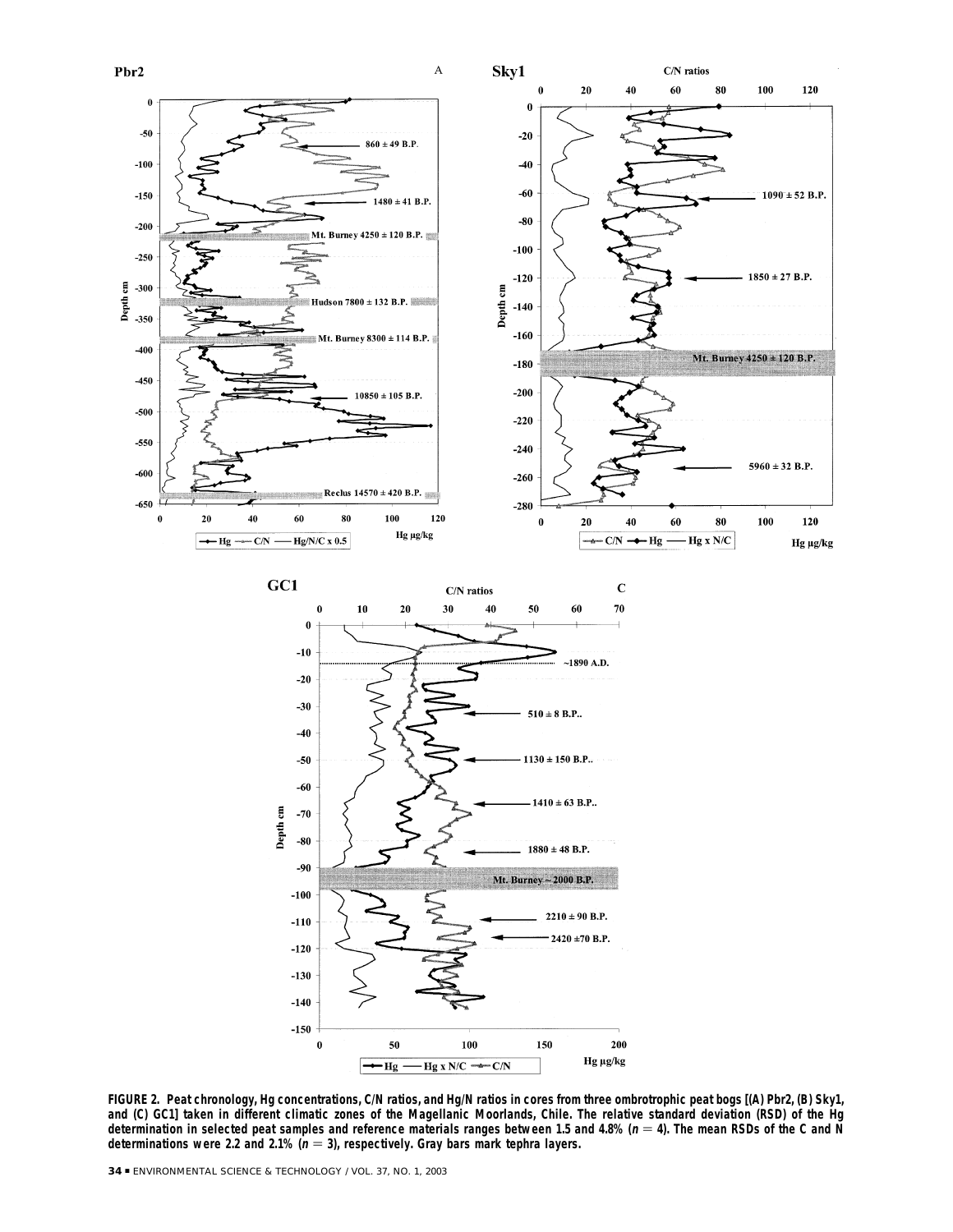**FIGURE 2. Peat chronology, Hg concentrations, C/N ratios, and Hg/N ratios in cores from three ombrotrophic peat bogs [(A) Pbr2, (B) Sky1, and (C) GC1] taken in different climatic zones of the Magellanic Moorlands, Chile. The relative standard deviation (RSD) of the Hg determination in selected peat samples and reference materials ranges between 1.5 and 4.8% ($n = 4$). The mean RSDs of the C and N determinations were 2.2 and 2.1% ($n = 3$), respectively. Gray bars mark tephra layers.**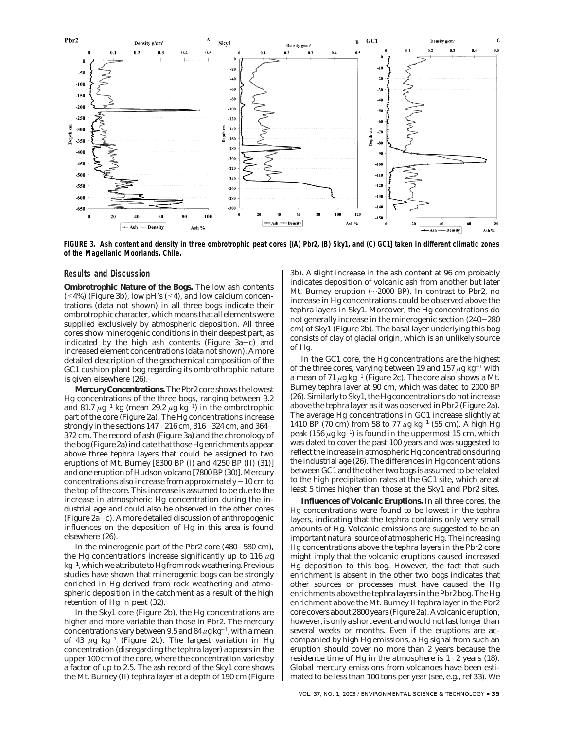FIGURE 3. Ash content and density in three ombrotrophic peat cores [(A) Pbr2, (B) Sky1, and (C) GC1] taken in different climatic zones of the Magellanic Moorlands, Chile.

## Results and Discussion

**Ombrotrophic Nature of the Bogs.** The low ash contents (<4%) (Figure 3b), low pH's (<4), and low calcium concentrations (data not shown) in all three bogs indicate their ombrotrophic character, which means that all elements were supplied exclusively by atmospheric deposition. All three cores show minerogenic conditions in their deepest part, as indicated by the high ash contents (Figure 3a–c) and increased element concentrations (data not shown). A more detailed description of the geochemical composition of the GC1 cushion plant bog regarding its ombrothrophic nature is given elsewhere (26).

**Mercury Concentrations.** The Pbr2 core shows the lowest Hg concentrations of the three bogs, ranging between 3.2 and 81.7 $\mu$g$^{-1}$ kg (mean 29.2 $\mu$g kg$^{-1}$) in the ombrotrophic part of the core (Figure 2a). The Hg concentrations increase strongly in the sections 147–216 cm, 316–324 cm, and 364–372 cm. The record of ash (Figure 3a) and the chronology of the bog (Figure 2a) indicate that those Hg enrichments appear above three tephra layers that could be assigned to two eruptions of Mt. Burney [8300 BP (I) and 4250 BP (II) (31)] and one eruption of Hudson volcano [7800 BP (30)]. Mercury concentrations also increase from approximately −10 cm to the top of the core. This increase is assumed to be due to the increase in atmospheric Hg concentration during the industrial age and could also be observed in the other cores (Figure 2a–c). A more detailed discussion of anthropogenic influences on the deposition of Hg in this area is found elsewhere (26).

In the minerogenic part of the Pbr2 core (480–580 cm), the Hg concentrations increase significantly up to 116 $\mu$g kg$^{-1}$, which we attribute to Hg from rock weathering. Previous studies have shown that minerogenic bogs can be strongly enriched in Hg derived from rock weathering and atmospheric deposition in the catchment as a result of the high retention of Hg in peat (32).

In the Sky1 core (Figure 2b), the Hg concentrations are higher and more variable than those in Pbr2. The mercury concentrations vary between 9.5 and 84 $\mu$g kg$^{-1}$, with a mean of 43 $\mu$g kg$^{-1}$ (Figure 2b). The largest variation in Hg concentration (disregarding the tephra layer) appears in the upper 100 cm of the core, where the concentration varies by a factor of up to 2.5. The ash record of the Sky1 core shows the Mt. Burney (II) tephra layer at a depth of 190 cm (Figure 3b). A slight increase in the ash content at 96 cm probably indicates deposition of volcanic ash from another but later Mt. Burney eruption (~2000 BP). In contrast to Pbr2, no increase in Hg concentrations could be observed above the tephra layers in Sky1. Moreover, the Hg concentrations do not generally increase in the minerogenic section (240–280 cm) of Sky1 (Figure 2b). The basal layer underlying this bog consists of clay of glacial origin, which is an unlikely source of Hg.

In the GC1 core, the Hg concentrations are the highest of the three cores, varying between 19 and 157 $\mu$g kg$^{-1}$ with a mean of 71 $\mu$g kg$^{-1}$ (Figure 2c). The core also shows a Mt. Burney tephra layer at 90 cm, which was dated to 2000 BP (26). Similarly to Sky1, the Hg concentrations do not increase above the tephra layer as it was observed in Pbr2 (Figure 2a). The average Hg concentrations in GC1 increase slightly at 1410 BP (70 cm) from 58 to 77 $\mu$g kg$^{-1}$ (55 cm). A high Hg peak (156 $\mu$g kg$^{-1}$) is found in the uppermost 15 cm, which was dated to cover the past 100 years and was suggested to reflect the increase in atmospheric Hg concentrations during the industrial age (26). The differences in Hg concentrations between GC1 and the other two bogs is assumed to be related to the high precipitation rates at the GC1 site, which are at least 5 times higher than those at the Sky1 and Pbr2 sites.

**Influences of Volcanic Eruptions.** In all three cores, the Hg concentrations were found to be lowest in the tephra layers, indicating that the tephra contains only very small amounts of Hg. Volcanic emissions are suggested to be an important natural source of atmospheric Hg. The increasing Hg concentrations above the tephra layers in the Pbr2 core might imply that the volcanic eruptions caused increased Hg deposition to this bog. However, the fact that such enrichment is absent in the other two bogs indicates that other sources or processes must have caused the Hg enrichments above the tephra layers in the Pbr2 bog. The Hg enrichment above the Mt. Burney II tephra layer in the Pbr2 core covers about 2800 years (Figure 2a). A volcanic eruption, however, is only a short event and would not last longer than several weeks or months. Even if the eruptions are accompanied by high Hg emissions, a Hg signal from such an eruption should cover no more than 2 years because the residence time of Hg in the atmosphere is 1–2 years (18). Global mercury emissions from volcanoes have been estimated to be less than 100 tons per year (see, e.g., ref 33). We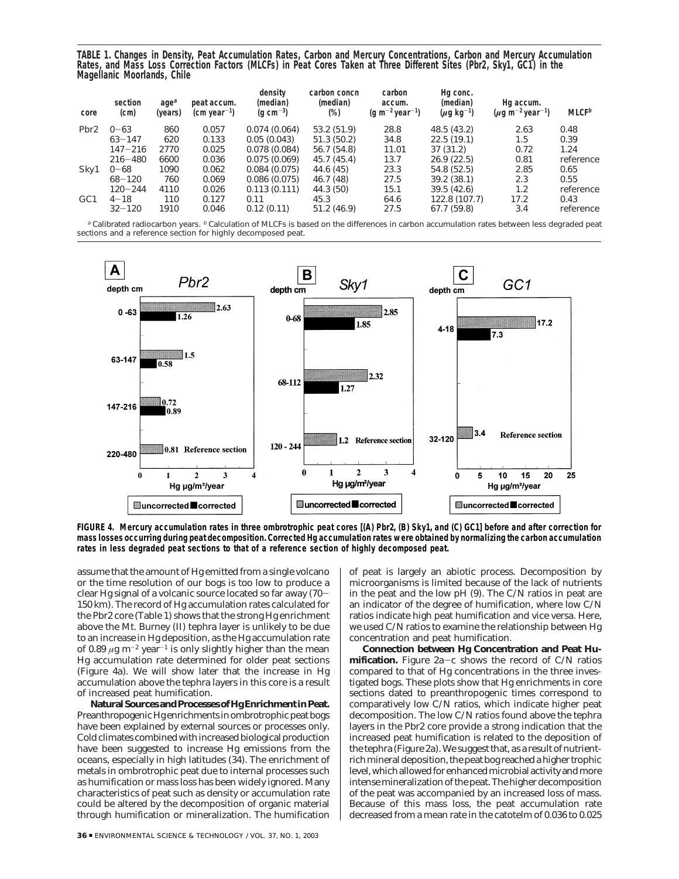**TABLE 1. Changes in Density, Peat Accumulation Rates, Carbon and Mercury Concentrations, Carbon and Mercury Accumulation Rates, and Mass Loss Correction Factors (MLCFs) in Peat Cores Taken at Three Different Sites (Pbr2, Sky1, GC1) in the Magellanic Moorlands, Chile**

| core | section (cm) | age[a] (years) | peat accum. (cm year$^{-1}$) | density (median) (g cm$^{-3}$) | carbon concn (median) (%) | carbon accum. (g m$^{-2}$ year$^{-1}$) | Hg conc. (median) ($\mu$g kg$^{-1}$) | Hg accum. ($\mu$g m$^{-2}$ year$^{-1}$) | MLCF[b] |
|---|---|---|---|---|---|---|---|---|---|
| Pbr2 | 0−63 | 860 | 0.057 | 0.074 (0.064) | 53.2 (51.9) | 28.8 | 48.5 (43.2) | 2.63 | 0.48 |
| | 63−147 | 620 | 0.133 | 0.05 (0.043) | 51.3 (50.2) | 34.8 | 22.5 (19.1) | 1.5 | 0.39 |
| | 147−216 | 2770 | 0.025 | 0.078 (0.084) | 56.7 (54.8) | 11.01 | 37 (31.2) | 0.72 | 1.24 |
| | 216−480 | 6600 | 0.036 | 0.075 (0.069) | 45.7 (45.4) | 13.7 | 26.9 (22.5) | 0.81 | reference |
| Sky1 | 0−68 | 1090 | 0.062 | 0.084 (0.075) | 44.6 (45) | 23.3 | 54.8 (52.5) | 2.85 | 0.65 |
| | 68−120 | 760 | 0.069 | 0.086 (0.075) | 46.7 (48) | 27.5 | 39.2 (38.1) | 2.3 | 0.55 |
| | 120−244 | 4110 | 0.026 | 0.113 (0.111) | 44.3 (50) | 15.1 | 39.5 (42.6) | 1.2 | reference |
| GC1 | 4−18 | 110 | 0.127 | 0.11 | 45.3 | 64.6 | 122.8 (107.7) | 17.2 | 0.43 |
| | 32−120 | 1910 | 0.046 | 0.12 (0.11) | 51.2 (46.9) | 27.5 | 67.7 (59.8) | 3.4 | reference |

[a] Calibrated radiocarbon years. [b] Calculation of MLCFs is based on the differences in carbon accumulation rates between less degraded peat sections and a reference section for highly decomposed peat.

**FIGURE 4. Mercury accumulation rates in three ombrotrophic peat cores [(A) Pbr2, (B) Sky1, and (C) GC1] before and after correction for mass losses occurring during peat decomposition. Corrected Hg accumulation rates were obtained by normalizing the carbon accumulation rates in less degraded peat sections to that of a reference section of highly decomposed peat.**

assume that the amount of Hg emitted from a single volcano or the time resolution of our bogs is too low to produce a clear Hg signal of a volcanic source located so far away (70−150 km). The record of Hg accumulation rates calculated for the Pbr2 core (Table 1) shows that the strong Hg enrichment above the Mt. Burney (II) tephra layer is unlikely to be due to an increase in Hg deposition, as the Hg accumulation rate of 0.89 $\mu$g m$^{-2}$ year$^{-1}$ is only slightly higher than the mean Hg accumulation rate determined for older peat sections (Figure 4a). We will show later that the increase in Hg accumulation above the tephra layers in this core is a result of increased peat humification.

**Natural Sources and Processes of Hg Enrichment in Peat.** Preanthropogenic Hg enrichments in ombrotrophic peat bogs have been explained by external sources or processes only. Cold climates combined with increased biological production have been suggested to increase Hg emissions from the oceans, especially in high latitudes (34). The enrichment of metals in ombrotrophic peat due to internal processes such as humification or mass loss has been widely ignored. Many characteristics of peat such as density or accumulation rate could be altered by the decomposition of organic material through humification or mineralization. The humification of peat is largely an abiotic process. Decomposition by microorganisms is limited because of the lack of nutrients in the peat and the low pH (9). The C/N ratios in peat are an indicator of the degree of humification, where low C/N ratios indicate high peat humification and vice versa. Here, we used C/N ratios to examine the relationship between Hg concentration and peat humification.

**Connection between Hg Concentration and Peat Humification.** Figure 2a−c shows the record of C/N ratios compared to that of Hg concentrations in the three investigated bogs. These plots show that Hg enrichments in core sections dated to preanthropogenic times correspond to comparatively low C/N ratios, which indicate higher peat decomposition. The low C/N ratios found above the tephra layers in the Pbr2 core provide a strong indication that the increased peat humification is related to the deposition of the tephra (Figure 2a). We suggest that, as a result of nutrient-rich mineral deposition, the peat bog reached a higher trophic level, which allowed for enhanced microbial activity and more intense mineralization of the peat. The higher decomposition of the peat was accompanied by an increased loss of mass. Because of this mass loss, the peat accumulation rate decreased from a mean rate in the catotelm of 0.036 to 0.025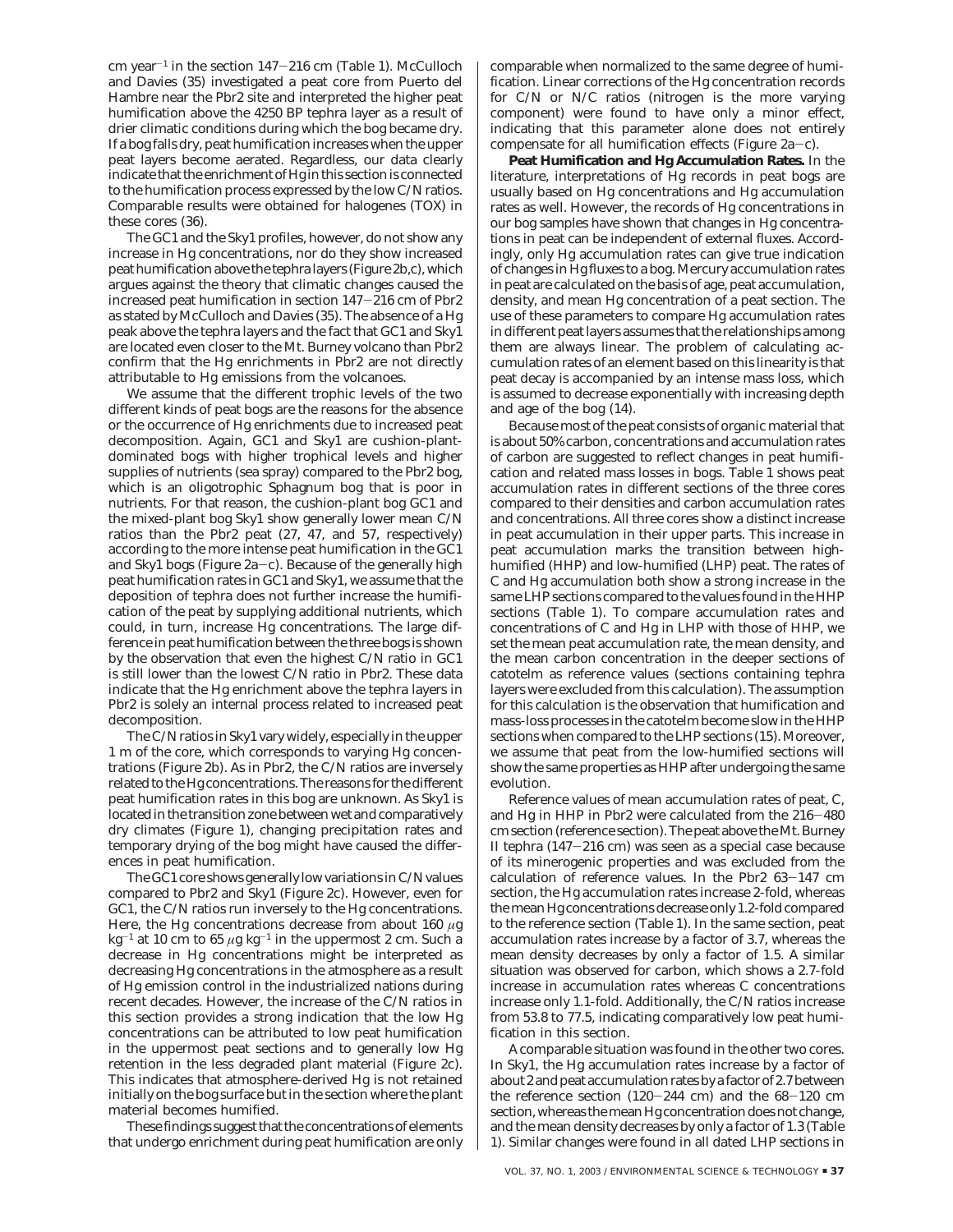cm year$^{-1}$ in the section 147–216 cm (Table 1). McCulloch and Davies (35) investigated a peat core from Puerto del Hambre near the Pbr2 site and interpreted the higher peat humification above the 4250 BP tephra layer as a result of drier climatic conditions during which the bog became dry. If a bog falls dry, peat humification increases when the upper peat layers become aerated. Regardless, our data clearly indicate that the enrichment of Hg in this section is connected to the humification process expressed by the low C/N ratios. Comparable results were obtained for halogenes (TOX) in these cores (36).

The GC1 and the Sky1 profiles, however, do not show any increase in Hg concentrations, nor do they show increased peat humification above the tephra layers (Figure 2b,c), which argues against the theory that climatic changes caused the increased peat humification in section 147–216 cm of Pbr2 as stated by McCulloch and Davies (35). The absence of a Hg peak above the tephra layers and the fact that GC1 and Sky1 are located even closer to the Mt. Burney volcano than Pbr2 confirm that the Hg enrichments in Pbr2 are not directly attributable to Hg emissions from the volcanoes.

We assume that the different trophic levels of the two different kinds of peat bogs are the reasons for the absence or the occurrence of Hg enrichments due to increased peat decomposition. Again, GC1 and Sky1 are cushion-plant-dominated bogs with higher trophical levels and higher supplies of nutrients (sea spray) compared to the Pbr2 bog, which is an oligotrophic *Sphagnum* bog that is poor in nutrients. For that reason, the cushion-plant bog GC1 and the mixed-plant bog Sky1 show generally lower mean C/N ratios than the Pbr2 peat (27, 47, and 57, respectively) according to the more intense peat humification in the GC1 and Sky1 bogs (Figure 2a–c). Because of the generally high peat humification rates in GC1 and Sky1, we assume that the deposition of tephra does not further increase the humification of the peat by supplying additional nutrients, which could, in turn, increase Hg concentrations. The large difference in peat humification between the three bogs is shown by the observation that even the highest C/N ratio in GC1 is still lower than the lowest C/N ratio in Pbr2. These data indicate that the Hg enrichment above the tephra layers in Pbr2 is solely an internal process related to increased peat decomposition.

The C/N ratios in Sky1 vary widely, especially in the upper 1 m of the core, which corresponds to varying Hg concentrations (Figure 2b). As in Pbr2, the C/N ratios are inversely related to the Hg concentrations. The reasons for the different peat humification rates in this bog are unknown. As Sky1 is located in the transition zone between wet and comparatively dry climates (Figure 1), changing precipitation rates and temporary drying of the bog might have caused the differences in peat humification.

The GC1 core shows generally low variations in C/N values compared to Pbr2 and Sky1 (Figure 2c). However, even for GC1, the C/N ratios run inversely to the Hg concentrations. Here, the Hg concentrations decrease from about 160 $\mu$g kg$^{-1}$ at 10 cm to 65 $\mu$g kg$^{-1}$ in the uppermost 2 cm. Such a decrease in Hg concentrations might be interpreted as decreasing Hg concentrations in the atmosphere as a result of Hg emission control in the industrialized nations during recent decades. However, the increase of the C/N ratios in this section provides a strong indication that the low Hg concentrations can be attributed to low peat humification in the uppermost peat sections and to generally low Hg retention in the less degraded plant material (Figure 2c). This indicates that atmosphere-derived Hg is not retained initially on the bog surface but in the section where the plant material becomes humified.

These findings suggest that the concentrations of elements that undergo enrichment during peat humification are only comparable when normalized to the same degree of humification. Linear corrections of the Hg concentration records for C/N or N/C ratios (nitrogen is the more varying component) were found to have only a minor effect, indicating that this parameter alone does not entirely compensate for all humification effects (Figure 2a–c).

**Peat Humification and Hg Accumulation Rates.** In the literature, interpretations of Hg records in peat bogs are usually based on Hg concentrations and Hg accumulation rates as well. However, the records of Hg concentrations in our bog samples have shown that changes in Hg concentrations in peat can be independent of external fluxes. Accordingly, only Hg accumulation rates can give true indication of changes in Hg fluxes to a bog. Mercury accumulation rates in peat are calculated on the basis of age, peat accumulation, density, and mean Hg concentration of a peat section. The use of these parameters to compare Hg accumulation rates in different peat layers assumes that the relationships among them are always linear. The problem of calculating accumulation rates of an element based on this linearity is that peat decay is accompanied by an intense mass loss, which is assumed to decrease exponentially with increasing depth and age of the bog (14).

Because most of the peat consists of organic material that is about 50% carbon, concentrations and accumulation rates of carbon are suggested to reflect changes in peat humification and related mass losses in bogs. Table 1 shows peat accumulation rates in different sections of the three cores compared to their densities and carbon accumulation rates and concentrations. All three cores show a distinct increase in peat accumulation in their upper parts. This increase in peat accumulation marks the transition between high-humified (HHP) and low-humified (LHP) peat. The rates of C and Hg accumulation both show a strong increase in the same LHP sections compared to the values found in the HHP sections (Table 1). To compare accumulation rates and concentrations of C and Hg in LHP with those of HHP, we set the mean peat accumulation rate, the mean density, and the mean carbon concentration in the deeper sections of catotelm as reference values (sections containing tephra layers were excluded from this calculation). The assumption for this calculation is the observation that humification and mass-loss processes in the catotelm become slow in the HHP sections when compared to the LHP sections (15). Moreover, we assume that peat from the low-humified sections will show the same properties as HHP after undergoing the same evolution.

Reference values of mean accumulation rates of peat, C, and Hg in HHP in Pbr2 were calculated from the 216–480 cm section (reference section). The peat above the Mt. Burney II tephra (147–216 cm) was seen as a special case because of its minerogenic properties and was excluded from the calculation of reference values. In the Pbr2 63–147 cm section, the Hg accumulation rates increase 2-fold, whereas the mean Hg concentrations decrease only 1.2-fold compared to the reference section (Table 1). In the same section, peat accumulation rates increase by a factor of 3.7, whereas the mean density decreases by only a factor of 1.5. A similar situation was observed for carbon, which shows a 2.7-fold increase in accumulation rates whereas C concentrations increase only 1.1-fold. Additionally, the C/N ratios increase from 53.8 to 77.5, indicating comparatively low peat humification in this section.

A comparable situation was found in the other two cores. In Sky1, the Hg accumulation rates increase by a factor of about 2 and peat accumulation rates by a factor of 2.7 between the reference section (120–244 cm) and the 68–120 cm section, whereas the mean Hg concentration does not change, and the mean density decreases by only a factor of 1.3 (Table 1). Similar changes were found in all dated LHP sections in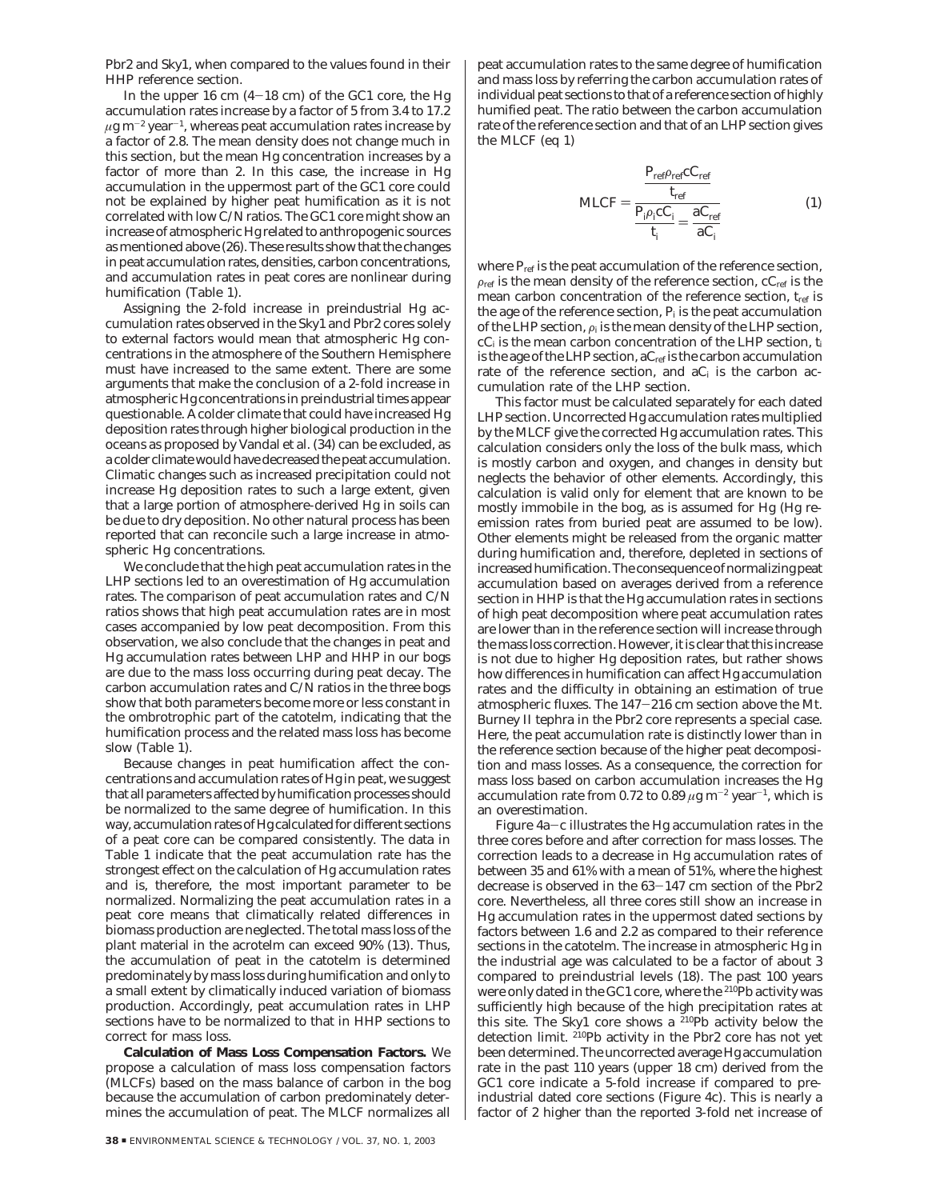Pbr2 and Sky1, when compared to the values found in their HHP reference section.

In the upper 16 cm (4−18 cm) of the GC1 core, the Hg accumulation rates increase by a factor of 5 from 3.4 to 17.2 $\mu$g m$^{-2}$ year$^{-1}$, whereas peat accumulation rates increase by a factor of 2.8. The mean density does not change much in this section, but the mean Hg concentration increases by a factor of more than 2. In this case, the increase in Hg accumulation in the uppermost part of the GC1 core could not be explained by higher peat humification as it is not correlated with low C/N ratios. The GC1 core might show an increase of atmospheric Hg related to anthropogenic sources as mentioned above (26). These results show that the changes in peat accumulation rates, densities, carbon concentrations, and accumulation rates in peat cores are nonlinear during humification (Table 1).

Assigning the 2-fold increase in preindustrial Hg accumulation rates observed in the Sky1 and Pbr2 cores solely to external factors would mean that atmospheric Hg concentrations in the atmosphere of the Southern Hemisphere must have increased to the same extent. There are some arguments that make the conclusion of a 2-fold increase in atmospheric Hg concentrations in preindustrial times appear questionable. A colder climate that could have increased Hg deposition rates through higher biological production in the oceans as proposed by Vandal et al. (34) can be excluded, as a colder climate would have decreased the peat accumulation. Climatic changes such as increased precipitation could not increase Hg deposition rates to such a large extent, given that a large portion of atmosphere-derived Hg in soils can be due to dry deposition. No other natural process has been reported that can reconcile such a large increase in atmospheric Hg concentrations.

We conclude that the high peat accumulation rates in the LHP sections led to an overestimation of Hg accumulation rates. The comparison of peat accumulation rates and C/N ratios shows that high peat accumulation rates are in most cases accompanied by low peat decomposition. From this observation, we also conclude that the changes in peat and Hg accumulation rates between LHP and HHP in our bogs are due to the mass loss occurring during peat decay. The carbon accumulation rates and C/N ratios in the three bogs show that both parameters become more or less constant in the ombrotrophic part of the catotelm, indicating that the humification process and the related mass loss has become slow (Table 1).

Because changes in peat humification affect the concentrations and accumulation rates of Hg in peat, we suggest that all parameters affected by humification processes should be normalized to the same degree of humification. In this way, accumulation rates of Hg calculated for different sections of a peat core can be compared consistently. The data in Table 1 indicate that the peat accumulation rate has the strongest effect on the calculation of Hg accumulation rates and is, therefore, the most important parameter to be normalized. Normalizing the peat accumulation rates in a peat core means that climatically related differences in biomass production are neglected. The total mass loss of the plant material in the acrotelm can exceed 90% (13). Thus, the accumulation of peat in the catotelm is determined predominately by mass loss during humification and only to a small extent by climatically induced variation of biomass production. Accordingly, peat accumulation rates in LHP sections have to be normalized to that in HHP sections to correct for mass loss.

**Calculation of Mass Loss Compensation Factors.** We propose a calculation of mass loss compensation factors (MLCFs) based on the mass balance of carbon in the bog because the accumulation of carbon predominately determines the accumulation of peat. The MLCF normalizes all peat accumulation rates to the same degree of humification and mass loss by referring the carbon accumulation rates of individual peat sections to that of a reference section of highly humified peat. The ratio between the carbon accumulation rate of the reference section and that of an LHP section gives the MLCF (eq 1)

$$\mathrm{MLCF} = \frac{\dfrac{P_{ref}\rho_{ref}cC_{ref}}{t_{ref}}}{\dfrac{P_i\rho_i cC_i}{t_i}} = \frac{aC_{ref}}{aC_i} \tag{1}$$

where $P_{ref}$ is the peat accumulation of the reference section, $\rho_{ref}$ is the mean density of the reference section, $cC_{ref}$ is the mean carbon concentration of the reference section, $t_{ref}$ is the age of the reference section, $P_i$ is the peat accumulation of the LHP section, $\rho_i$ is the mean density of the LHP section, $cC_i$ is the mean carbon concentration of the LHP section, $t_i$ is the age of the LHP section, $aC_{ref}$ is the carbon accumulation rate of the reference section, and $aC_i$ is the carbon accumulation rate of the LHP section.

This factor must be calculated separately for each dated LHP section. Uncorrected Hg accumulation rates multiplied by the MLCF give the corrected Hg accumulation rates. This calculation considers only the loss of the bulk mass, which is mostly carbon and oxygen, and changes in density but neglects the behavior of other elements. Accordingly, this calculation is valid only for element that are known to be mostly immobile in the bog, as is assumed for Hg (Hg reemission rates from buried peat are assumed to be low). Other elements might be released from the organic matter during humification and, therefore, depleted in sections of increased humification. The consequence of normalizing peat accumulation based on averages derived from a reference section in HHP is that the Hg accumulation rates in sections of high peat decomposition where peat accumulation rates are lower than in the reference section will increase through the mass loss correction. However, it is clear that this increase is not due to higher Hg deposition rates, but rather shows how differences in humification can affect Hg accumulation rates and the difficulty in obtaining an estimation of true atmospheric fluxes. The 147−216 cm section above the Mt. Burney II tephra in the Pbr2 core represents a special case. Here, the peat accumulation rate is distinctly lower than in the reference section because of the higher peat decomposition and mass losses. As a consequence, the correction for mass loss based on carbon accumulation increases the Hg accumulation rate from 0.72 to 0.89 $\mu$g m$^{-2}$ year$^{-1}$, which is an overestimation.

Figure 4a−c illustrates the Hg accumulation rates in the three cores before and after correction for mass losses. The correction leads to a decrease in Hg accumulation rates of between 35 and 61% with a mean of 51%, where the highest decrease is observed in the 63−147 cm section of the Pbr2 core. Nevertheless, all three cores still show an increase in Hg accumulation rates in the uppermost dated sections by factors between 1.6 and 2.2 as compared to their reference sections in the catotelm. The increase in atmospheric Hg in the industrial age was calculated to be a factor of about 3 compared to preindustrial levels (18). The past 100 years were only dated in the GC1 core, where the $^{210}$Pb activity was sufficiently high because of the high precipitation rates at this site. The Sky1 core shows a $^{210}$Pb activity below the detection limit. $^{210}$Pb activity in the Pbr2 core has not yet been determined. The uncorrected average Hg accumulation rate in the past 110 years (upper 18 cm) derived from the GC1 core indicate a 5-fold increase if compared to preindustrial dated core sections (Figure 4c). This is nearly a factor of 2 higher than the reported 3-fold net increase of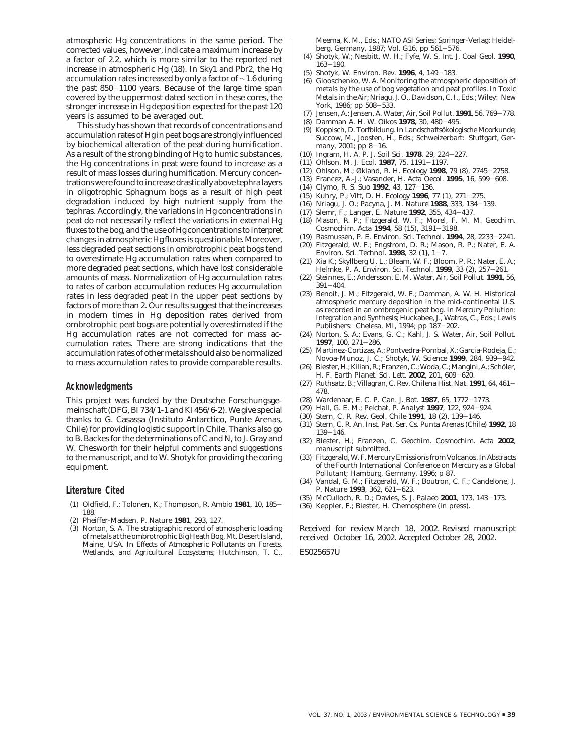atmospheric Hg concentrations in the same period. The corrected values, however, indicate a maximum increase by a factor of 2.2, which is more similar to the reported net increase in atmospheric Hg (18). In Sky1 and Pbr2, the Hg accumulation rates increased by only a factor of ~1.6 during the past 850–1100 years. Because of the large time span covered by the uppermost dated section in these cores, the stronger increase in Hg deposition expected for the past 120 years is assumed to be averaged out.

This study has shown that records of concentrations and accumulation rates of Hg in peat bogs are strongly influenced by biochemical alteration of the peat during humification. As a result of the strong binding of Hg to humic substances, the Hg concentrations in peat were found to increase as a result of mass losses during humification. Mercury concentrations were found to increase drastically above tephra layers in oligotrophic *Sphagnum* bogs as a result of high peat degradation induced by high nutrient supply from the tephras. Accordingly, the variations in Hg concentrations in peat do not necessarily reflect the variations in external Hg fluxes to the bog, and the use of Hg concentrations to interpret changes in atmospheric Hg fluxes is questionable. Moreover, less degraded peat sections in ombrotrophic peat bogs tend to overestimate Hg accumulation rates when compared to more degraded peat sections, which have lost considerable amounts of mass. Normalization of Hg accumulation rates to rates of carbon accumulation reduces Hg accumulation rates in less degraded peat in the upper peat sections by factors of more than 2. Our results suggest that the increases in modern times in Hg deposition rates derived from ombrotrophic peat bogs are potentially overestimated if the Hg accumulation rates are not corrected for mass accumulation rates. There are strong indications that the accumulation rates of other metals should also be normalized to mass accumulation rates to provide comparable results.

## Acknowledgments

This project was funded by the Deutsche Forschungsgemeinschaft (DFG, BI 734/1-1 and KI 456/6-2). We give special thanks to G. Casassa (Instituto Antarctico, Punte Arenas, Chile) for providing logistic support in Chile. Thanks also go to B. Backes for the determinations of C and N, to J. Gray and W. Chesworth for their helpful comments and suggestions to the manuscript, and to W. Shotyk for providing the coring equipment.

## Literature Cited

(1) Oldfield, F.; Tolonen, K.; Thompson, R. *Ambio* **1981**, *10*, 185–188.
(2) Pheiffer-Madsen, P. *Nature* **1981**, *293*, 127.
(3) Norton, S. A. The stratigraphic record of atmospheric loading of metals at the ombrotrophic Big Heath Bog, Mt. Desert Island, Maine, USA. In *Effects of Atmospheric Pollutants on Forests, Wetlands, and Agricultural Ecosystems*; Hutchinson, T. C., Meema, K. M., Eds.; NATO ASI Series; Springer-Verlag: Heidelberg, Germany, 1987; Vol. G16, pp 561–576.
(4) Shotyk, W.; Nesbitt, W. H.; Fyfe, W. S. *Int. J. Coal Geol.* **1990**, *163*–190.
(5) Shotyk, W. *Environ. Rev.* **1996**, *4*, 149–183.
(6) Glooschenko, W. A. Monitoring the atmospheric deposition of metals by the use of bog vegetation and peat profiles. In *Toxic Metals in the Air*; Nriagu, J. O., Davidson, C. I., Eds.; Wiley: New York, 1986; pp 508–533.
(7) Jensen, A.; Jensen, A. *Water, Air, Soil Pollut.* **1991**, *56*, 769–778.
(8) Damman A. H. W. *Oikos* **1978**, *30*, 480–495.
(9) Koppisch, D. Torfbildung. In *Landschaftsökologische Moorkunde*; Succow, M., Joosten, H., Eds.; Schweizerbart: Stuttgart, Germany, 2001; pp 8–16.
(10) Ingram, H. A. P. *J. Soil Sci.* **1978**, *29*, 224–227.
(11) Ohlson, M. *J. Ecol.* **1987**, *75*, 1191–1197.
(12) Ohlson, M.; Økland, R. H. *Ecology* **1998**, *79* (8), 2745–2758.
(13) Francez, A.-J.; Vasander, H. *Acta Oecol.* **1995**, *16*, 599–608.
(14) Clymo, R. S. *Suo* **1992**, *43*, 127–136.
(15) Kuhry, P.; Vitt, D. H. *Ecology* **1996**, *77* (1), 271–275.
(16) Nriagu, J. O.; Pacyna, J. M. *Nature* **1988**, *333*, 134–139.
(17) Slemr, F.; Langer, E. *Nature* **1992**, *355*, 434–437.
(18) Mason, R. P.; Fitzgerald, W. F.; Morel, F. M. M. *Geochim. Cosmochim. Acta* **1994**, *58* (15), 3191–3198.
(19) Rasmussen, P. E. *Environ. Sci. Technol.* **1994**, *28*, 2233–2241.
(20) Fitzgerald, W. F.; Engstrom, D. R.; Mason, R. P.; Nater, E. A. *Environ. Sci. Technol.* **1998**, *32* (1), 1–7.
(21) Xia K.; Skyllberg U. L.; Bleam, W. F.; Bloom, P. R.; Nater, E. A.; Helmke, P. A. *Environ. Sci. Technol.* **1999**, *33* (2), 257–261.
(22) Steinnes, E.; Andersson, E. M. *Water, Air, Soil Pollut.* **1991**, *56*, 391–404.
(23) Benoit, J. M.; Fitzgerald, W. F.; Damman, A. W. H. Historical atmospheric mercury deposition in the mid-continental U.S. as recorded in an ombrogenic peat bog. In *Mercury Pollution: Integration and Synthesis*; Huckabee, J., Watras, C., Eds.; Lewis Publishers: Chelesa, MI, 1994; pp 187–202.
(24) Norton, S. A.; Evans, G. C.; Kahl, J. S. *Water, Air, Soil Pollut.* **1997**, *100*, 271–286.
(25) Martinez-Cortizas, A.; Pontvedra-Pombal, X.; Garcia-Rodeja, E.; Novoa-Munoz, J. C.; Shotyk, W. *Science* **1999**, *284*, 939–942.
(26) Biester, H.; Kilian, R.; Franzen, C.; Woda, C.; Mangini, A.; Schöler, H. F. *Earth Planet. Sci. Lett.* **2002**, *201*, 609–620.
(27) Ruthsatz, B.; Villagran, C. *Rev. Chilena Hist. Nat.* **1991**, *64*, 461–478.
(28) Wardenaar, E. C. P. *Can. J. Bot.* **1987**, *65*, 1772–1773.
(29) Hall, G. E. M.; Pelchat, P. *Analyst* **1997**, *122*, 924–924.
(30) Stern, C. R. *Rev. Geol. Chile* **1991**, *18* (2), 139–146.
(31) Stern, C. R. *An. Inst. Pat. Ser. Cs. Punta Arenas (Chile)* **1992**, *18* 139–146.
(32) Biester, H.; Franzen, C. *Geochim. Cosmochim. Acta* **2002**, manuscript submitted.
(33) Fitzgerald, W. F. Mercury Emissions from Volcanos. In *Abstracts of the Fourth International Conference on Mercury as a Global Pollutant*; Hamburg, Germany, 1996; p 87.
(34) Vandal, G. M.; Fitzgerald, W. F.; Boutron, C. F.; Candelone, J. P. *Nature* **1993**, *362*, 621–623.
(35) McCulloch, R. D.; Davies, S. J. *Palaeo* **2001**, *173*, 143–173.
(36) Keppler, F.; Biester, H. *Chemosphere* (in press).

*Received for review March 18, 2002. Revised manuscript received October 16, 2002. Accepted October 28, 2002.*

ES025657U